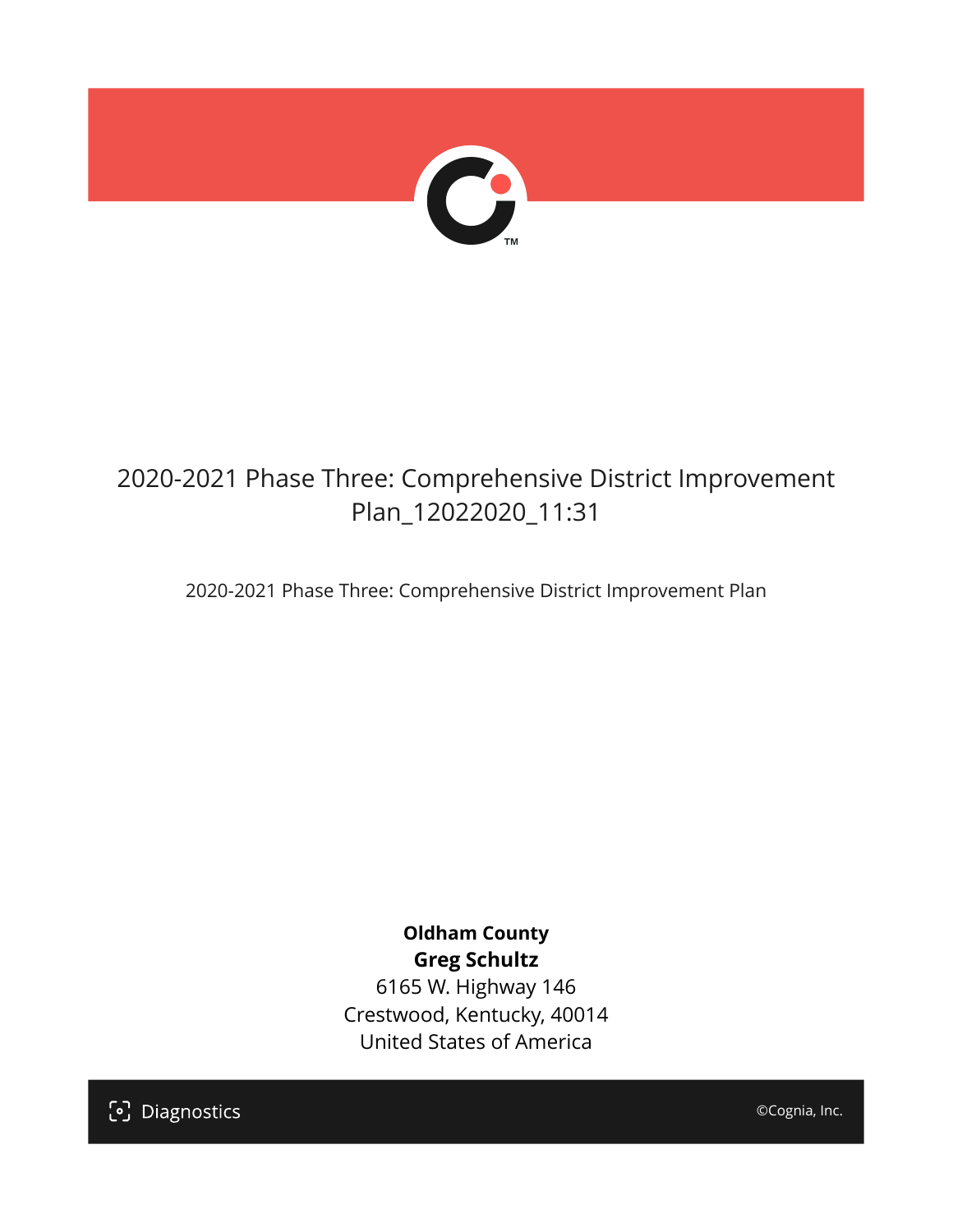# 2020-2021 Phase Three: Comprehensive District Improvement Plan_12022020_11:31

2020-2021 Phase Three: Comprehensive District Improvement Plan

**Oldham County**
**Greg Schultz**
6165 W. Highway 146
Crestwood, Kentucky, 40014
United States of America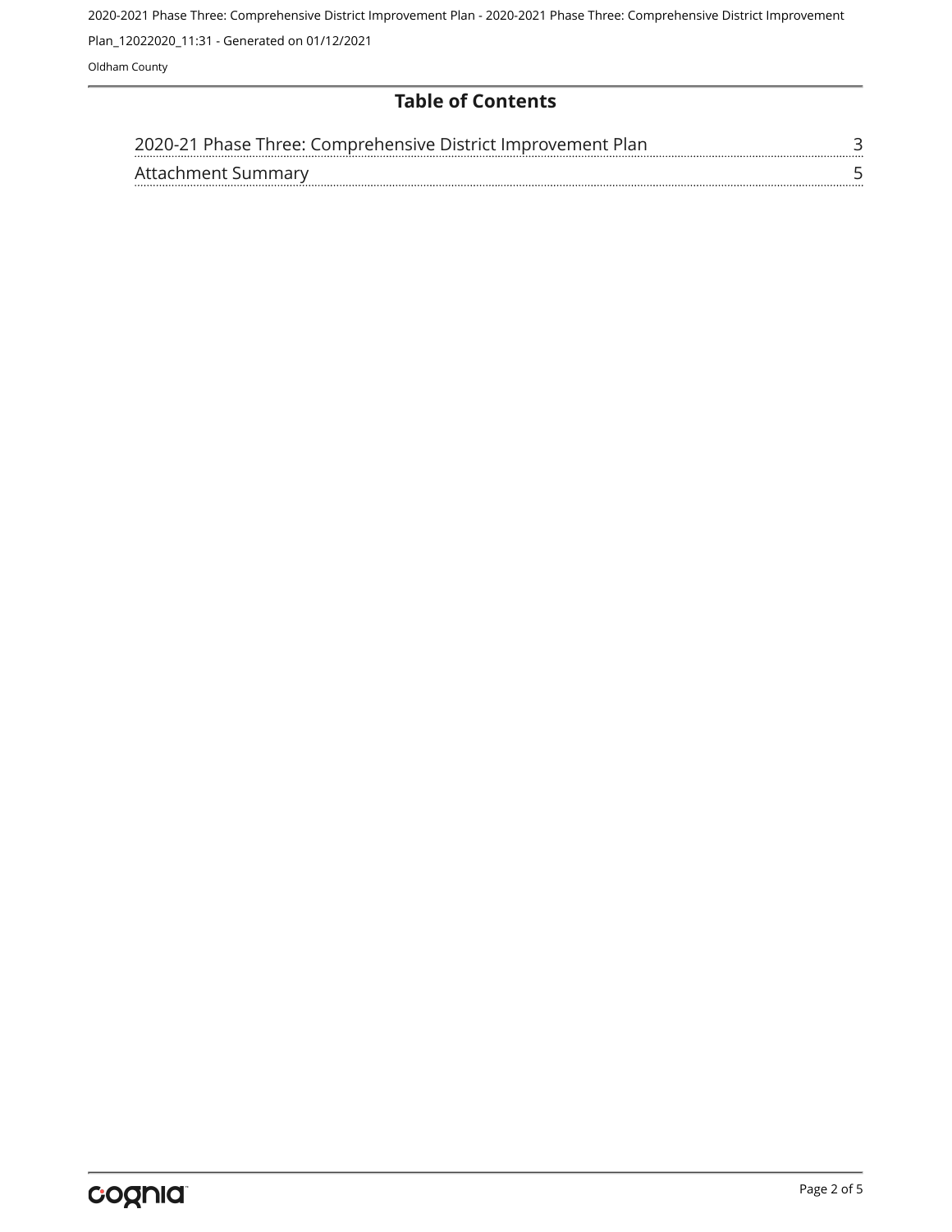# Table of Contents

| | |
|---|---|
| 2020-21 Phase Three: Comprehensive District Improvement Plan | 3 |
| Attachment Summary | 5 |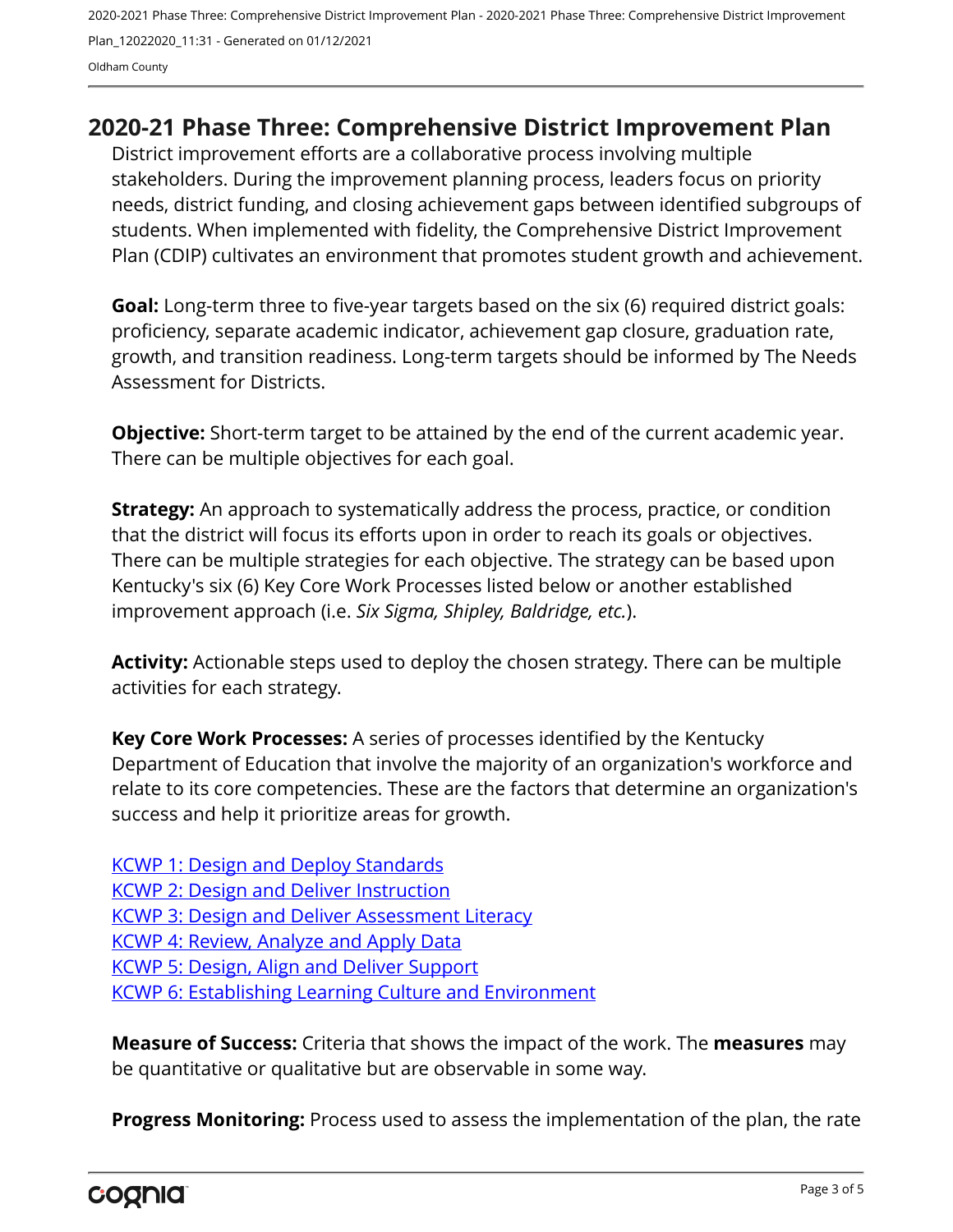# 2020-21 Phase Three: Comprehensive District Improvement Plan

District improvement efforts are a collaborative process involving multiple stakeholders. During the improvement planning process, leaders focus on priority needs, district funding, and closing achievement gaps between identified subgroups of students. When implemented with fidelity, the Comprehensive District Improvement Plan (CDIP) cultivates an environment that promotes student growth and achievement.

**Goal:** Long-term three to five-year targets based on the six (6) required district goals: proficiency, separate academic indicator, achievement gap closure, graduation rate, growth, and transition readiness. Long-term targets should be informed by The Needs Assessment for Districts.

**Objective:** Short-term target to be attained by the end of the current academic year. There can be multiple objectives for each goal.

**Strategy:** An approach to systematically address the process, practice, or condition that the district will focus its efforts upon in order to reach its goals or objectives. There can be multiple strategies for each objective. The strategy can be based upon Kentucky's six (6) Key Core Work Processes listed below or another established improvement approach (i.e. *Six Sigma, Shipley, Baldridge, etc.*).

**Activity:** Actionable steps used to deploy the chosen strategy. There can be multiple activities for each strategy.

**Key Core Work Processes:** A series of processes identified by the Kentucky Department of Education that involve the majority of an organization's workforce and relate to its core competencies. These are the factors that determine an organization's success and help it prioritize areas for growth.

KCWP 1: Design and Deploy Standards
KCWP 2: Design and Deliver Instruction
KCWP 3: Design and Deliver Assessment Literacy
KCWP 4: Review, Analyze and Apply Data
KCWP 5: Design, Align and Deliver Support
KCWP 6: Establishing Learning Culture and Environment

**Measure of Success:** Criteria that shows the impact of the work. The **measures** may be quantitative or qualitative but are observable in some way.

**Progress Monitoring:** Process used to assess the implementation of the plan, the rate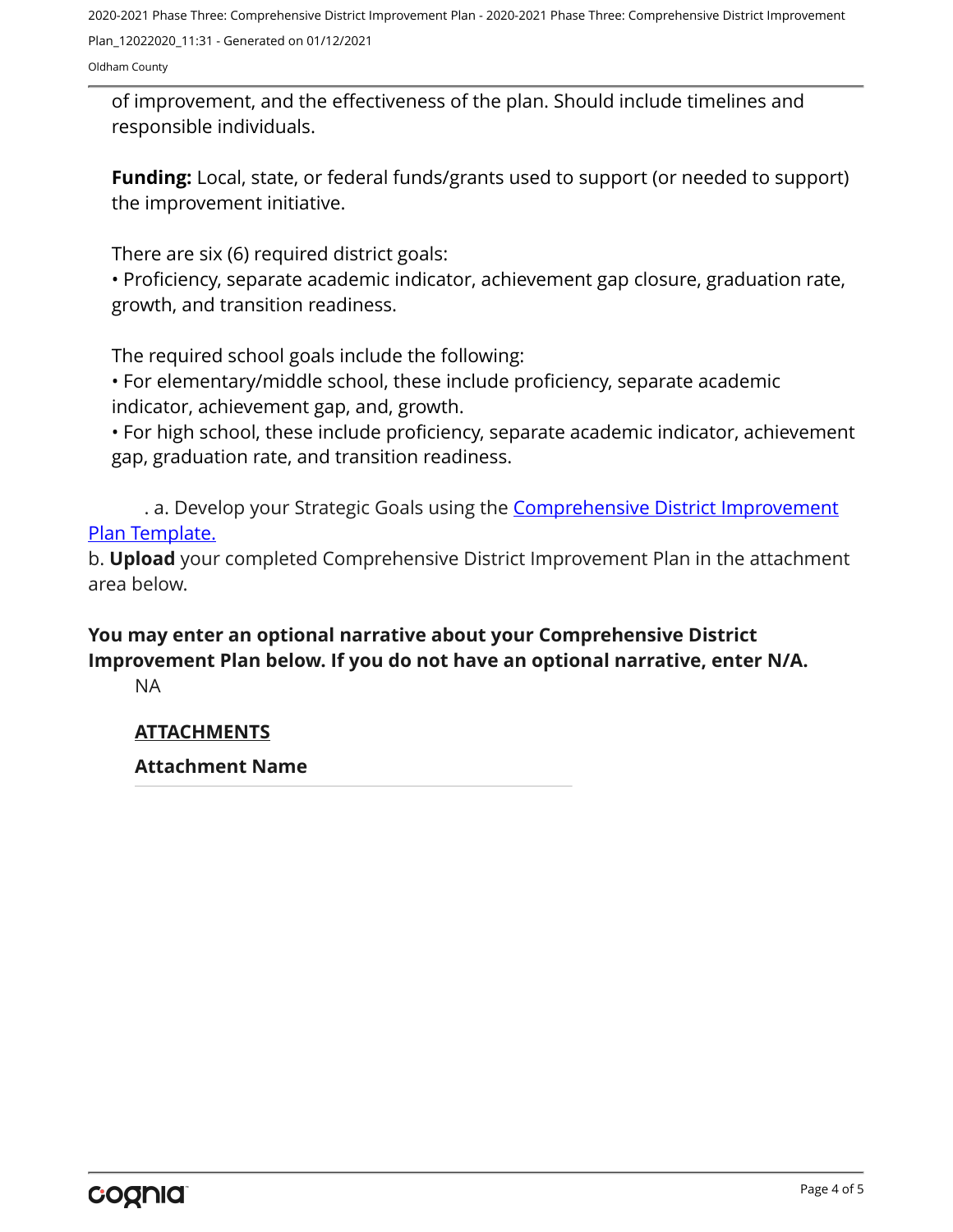of improvement, and the effectiveness of the plan. Should include timelines and responsible individuals.

**Funding:** Local, state, or federal funds/grants used to support (or needed to support) the improvement initiative.

There are six (6) required district goals:
• Proficiency, separate academic indicator, achievement gap closure, graduation rate, growth, and transition readiness.

The required school goals include the following:
• For elementary/middle school, these include proficiency, separate academic indicator, achievement gap, and, growth.
• For high school, these include proficiency, separate academic indicator, achievement gap, graduation rate, and transition readiness.

. a. Develop your Strategic Goals using the Comprehensive District Improvement Plan Template.
b. **Upload** your completed Comprehensive District Improvement Plan in the attachment area below.

**You may enter an optional narrative about your Comprehensive District Improvement Plan below. If you do not have an optional narrative, enter N/A.**

NA

**ATTACHMENTS**

**Attachment Name**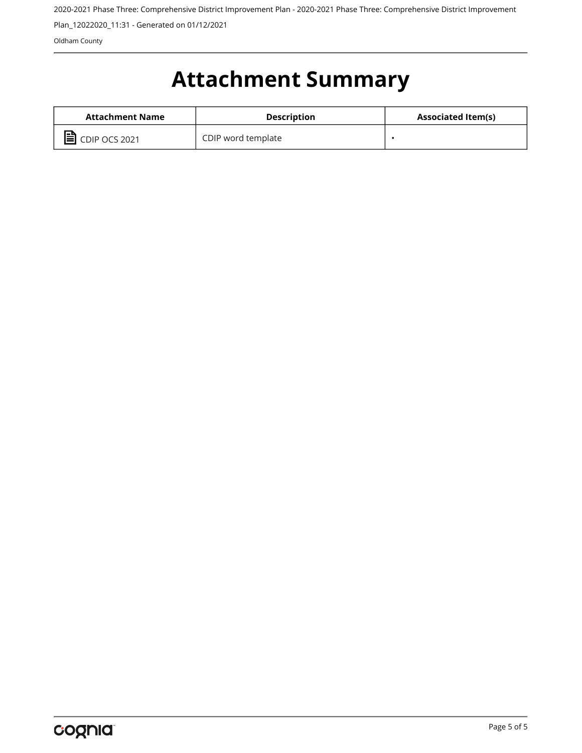# Attachment Summary

| Attachment Name | Description | Associated Item(s) |
|---|---|---|
| CDIP OCS 2021 | CDIP word template | • |